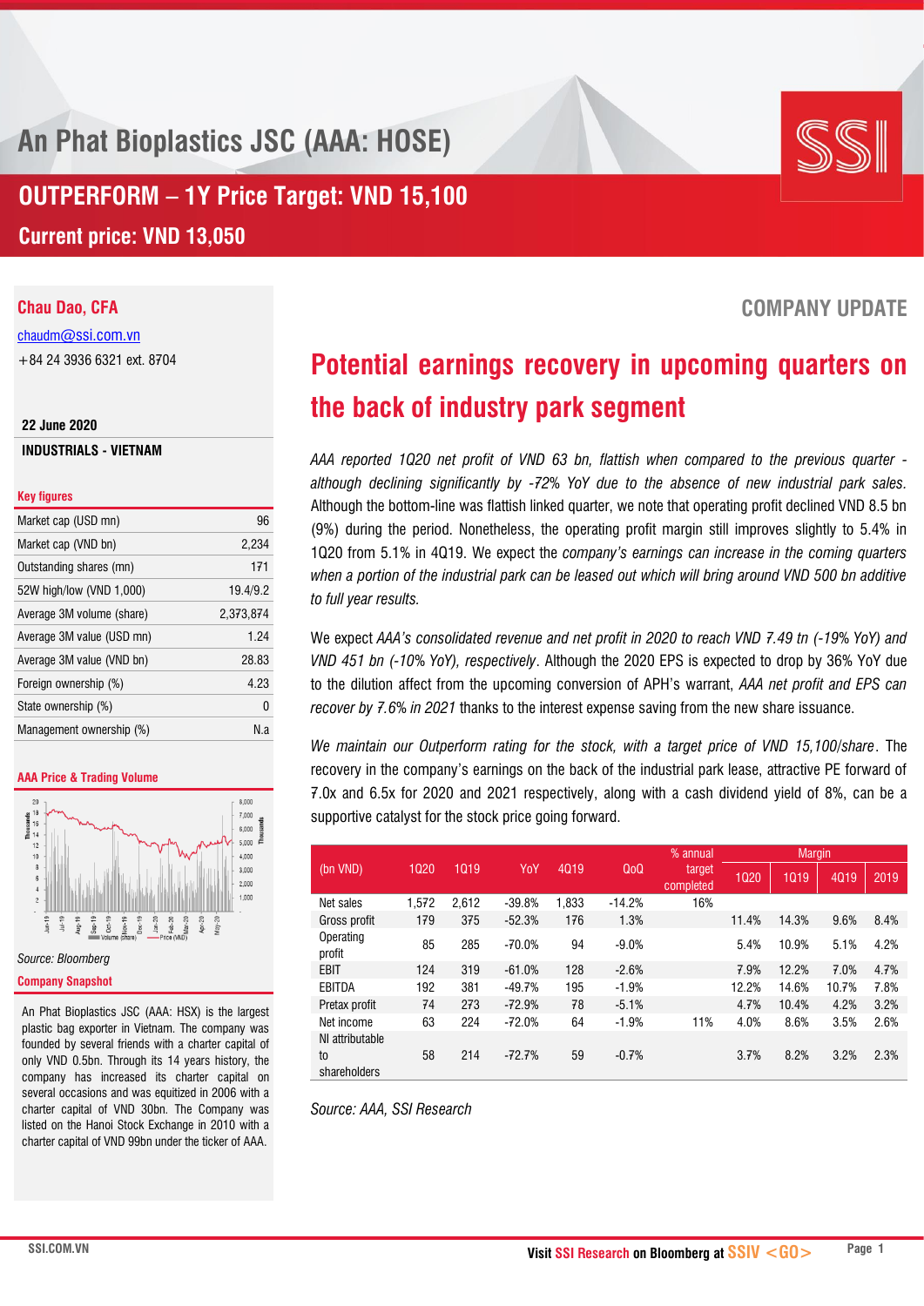# An Phat Bioplastics JSC (AAA: HOSE)

## OUTPERFORM – 1Y Price Target: VND 15,100

**Current price: VND 13,050**

**Chau Dao, CFA**

chaudm@ssi.com.vn

+84 24 3936 6321 ext. 8704

**22 June 2020**

**INDUSTRIALS - VIETNAM**

**Key figures**

| | |
|---|---|
| Market cap (USD mn) | 96 |
| Market cap (VND bn) | 2,234 |
| Outstanding shares (mn) | 171 |
| 52W high/low (VND 1,000) | 19.4/9.2 |
| Average 3M volume (share) | 2,373,874 |
| Average 3M value (USD mn) | 1.24 |
| Average 3M value (VND bn) | 28.83 |
| Foreign ownership (%) | 4.23 |
| State ownership (%) | 0 |
| Management ownership (%) | N.a |

**AAA Price & Trading Volume**

*Source: Bloomberg*

**Company Snapshot**

An Phat Bioplastics JSC (AAA: HSX) is the largest plastic bag exporter in Vietnam. The company was founded by several friends with a charter capital of only VND 0.5bn. Through its 14 years history, the company has increased its charter capital on several occasions and was equitized in 2006 with a charter capital of VND 30bn. The Company was listed on the Hanoi Stock Exchange in 2010 with a charter capital of VND 99bn under the ticker of AAA.

**COMPANY UPDATE**

# Potential earnings recovery in upcoming quarters on the back of industry park segment

*AAA reported 1Q20 net profit of VND 63 bn, flattish when compared to the previous quarter - although declining significantly by -72% YoY due to the absence of new industrial park sales.* Although the bottom-line was flattish linked quarter, we note that operating profit declined VND 8.5 bn (9%) during the period. Nonetheless, the operating profit margin still improves slightly to 5.4% in 1Q20 from 5.1% in 4Q19. We expect the *company's earnings can increase in the coming quarters when a portion of the industrial park can be leased out which will bring around VND 500 bn additive to full year results.*

We expect *AAA's consolidated revenue and net profit in 2020 to reach VND 7.49 tn (-19% YoY) and VND 451 bn (-10% YoY), respectively*. Although the 2020 EPS is expected to drop by 36% YoY due to the dilution affect from the upcoming conversion of APH's warrant, *AAA net profit and EPS can recover by 7.6% in 2021* thanks to the interest expense saving from the new share issuance.

*We maintain our Outperform rating for the stock, with a target price of VND 15,100/share*. The recovery in the company's earnings on the back of the industrial park lease, attractive PE forward of 7.0x and 6.5x for 2020 and 2021 respectively, along with a cash dividend yield of 8%, can be a supportive catalyst for the stock price going forward.

| (bn VND) | 1Q20 | 1Q19 | YoY | 4Q19 | QoQ | % annual target completed | Margin | | | |
|---|---|---|---|---|---|---|---|---|---|---|
| | | | | | | | 1Q20 | 1Q19 | 4Q19 | 2019 |
| Net sales | 1,572 | 2,612 | -39.8% | 1,833 | -14.2% | 16% | | | | |
| Gross profit | 179 | 375 | -52.3% | 176 | 1.3% | | 11.4% | 14.3% | 9.6% | 8.4% |
| Operating profit | 85 | 285 | -70.0% | 94 | -9.0% | | 5.4% | 10.9% | 5.1% | 4.2% |
| EBIT | 124 | 319 | -61.0% | 128 | -2.6% | | 7.9% | 12.2% | 7.0% | 4.7% |
| EBITDA | 192 | 381 | -49.7% | 195 | -1.9% | | 12.2% | 14.6% | 10.7% | 7.8% |
| Pretax profit | 74 | 273 | -72.9% | 78 | -5.1% | | 4.7% | 10.4% | 4.2% | 3.2% |
| Net income | 63 | 224 | -72.0% | 64 | -1.9% | 11% | 4.0% | 8.6% | 3.5% | 2.6% |
| NI attributable to shareholders | 58 | 214 | -72.7% | 59 | -0.7% | | 3.7% | 8.2% | 3.2% | 2.3% |

*Source: AAA, SSI Research*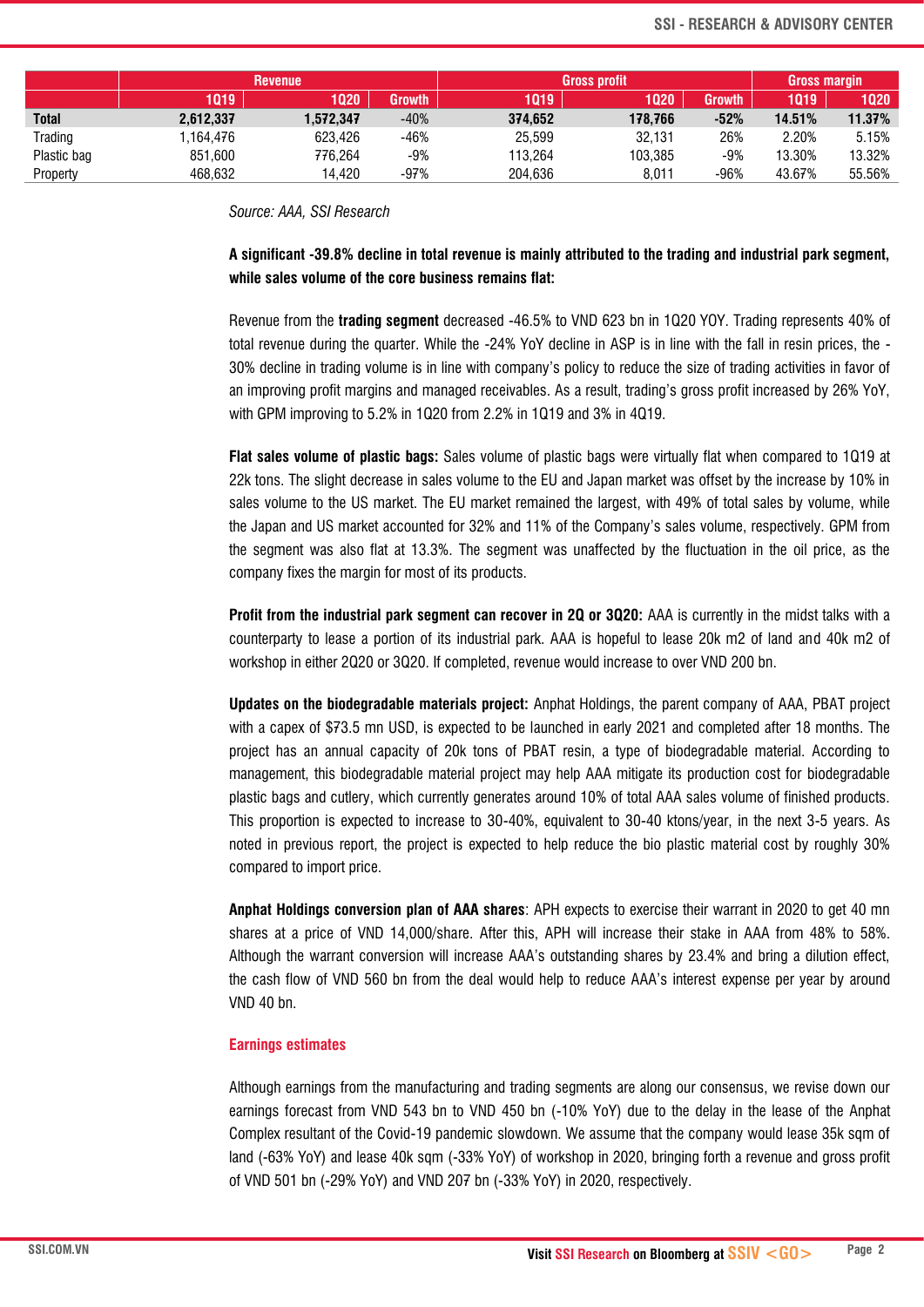| | Revenue | | | Gross profit | | | Gross margin | |
|---|---|---|---|---|---|---|---|---|
| | 1Q19 | 1Q20 | Growth | 1Q19 | 1Q20 | Growth | 1Q19 | 1Q20 |
| **Total** | **2,612,337** | **1,572,347** | -40% | **374,652** | **178,766** | **-52%** | **14.51%** | **11.37%** |
| Trading | 1,164,476 | 623,426 | -46% | 25,599 | 32,131 | 26% | 2.20% | 5.15% |
| Plastic bag | 851,600 | 776,264 | -9% | 113,264 | 103,385 | -9% | 13.30% | 13.32% |
| Property | 468,632 | 14,420 | -97% | 204,636 | 8,011 | -96% | 43.67% | 55.56% |

*Source: AAA, SSI Research*

**A significant -39.8% decline in total revenue is mainly attributed to the trading and industrial park segment, while sales volume of the core business remains flat:**

Revenue from the **trading segment** decreased -46.5% to VND 623 bn in 1Q20 YOY. Trading represents 40% of total revenue during the quarter. While the -24% YoY decline in ASP is in line with the fall in resin prices, the -30% decline in trading volume is in line with company's policy to reduce the size of trading activities in favor of an improving profit margins and managed receivables. As a result, trading's gross profit increased by 26% YoY, with GPM improving to 5.2% in 1Q20 from 2.2% in 1Q19 and 3% in 4Q19.

**Flat sales volume of plastic bags:** Sales volume of plastic bags were virtually flat when compared to 1Q19 at 22k tons. The slight decrease in sales volume to the EU and Japan market was offset by the increase by 10% in sales volume to the US market. The EU market remained the largest, with 49% of total sales by volume, while the Japan and US market accounted for 32% and 11% of the Company's sales volume, respectively. GPM from the segment was also flat at 13.3%. The segment was unaffected by the fluctuation in the oil price, as the company fixes the margin for most of its products.

**Profit from the industrial park segment can recover in 2Q or 3Q20:** AAA is currently in the midst talks with a counterparty to lease a portion of its industrial park. AAA is hopeful to lease 20k m2 of land and 40k m2 of workshop in either 2Q20 or 3Q20. If completed, revenue would increase to over VND 200 bn.

**Updates on the biodegradable materials project:** Anphat Holdings, the parent company of AAA, PBAT project with a capex of $73.5 mn USD, is expected to be launched in early 2021 and completed after 18 months. The project has an annual capacity of 20k tons of PBAT resin, a type of biodegradable material. According to management, this biodegradable material project may help AAA mitigate its production cost for biodegradable plastic bags and cutlery, which currently generates around 10% of total AAA sales volume of finished products. This proportion is expected to increase to 30-40%, equivalent to 30-40 ktons/year, in the next 3-5 years. As noted in previous report, the project is expected to help reduce the bio plastic material cost by roughly 30% compared to import price.

**Anphat Holdings conversion plan of AAA shares**: APH expects to exercise their warrant in 2020 to get 40 mn shares at a price of VND 14,000/share. After this, APH will increase their stake in AAA from 48% to 58%. Although the warrant conversion will increase AAA's outstanding shares by 23.4% and bring a dilution effect, the cash flow of VND 560 bn from the deal would help to reduce AAA's interest expense per year by around VND 40 bn.

## Earnings estimates

Although earnings from the manufacturing and trading segments are along our consensus, we revise down our earnings forecast from VND 543 bn to VND 450 bn (-10% YoY) due to the delay in the lease of the Anphat Complex resultant of the Covid-19 pandemic slowdown. We assume that the company would lease 35k sqm of land (-63% YoY) and lease 40k sqm (-33% YoY) of workshop in 2020, bringing forth a revenue and gross profit of VND 501 bn (-29% YoY) and VND 207 bn (-33% YoY) in 2020, respectively.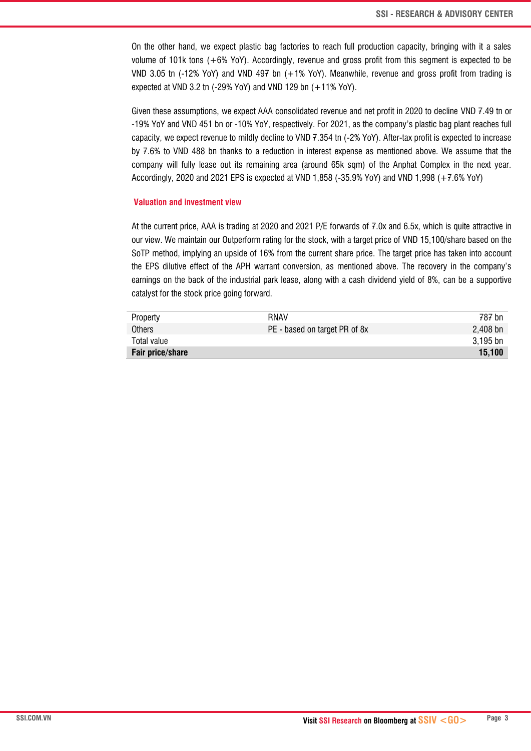On the other hand, we expect plastic bag factories to reach full production capacity, bringing with it a sales volume of 101k tons (+6% YoY). Accordingly, revenue and gross profit from this segment is expected to be VND 3.05 tn (-12% YoY) and VND 497 bn (+1% YoY). Meanwhile, revenue and gross profit from trading is expected at VND 3.2 tn (-29% YoY) and VND 129 bn (+11% YoY).

Given these assumptions, we expect AAA consolidated revenue and net profit in 2020 to decline VND 7.49 tn or -19% YoY and VND 451 bn or -10% YoY, respectively. For 2021, as the company's plastic bag plant reaches full capacity, we expect revenue to mildly decline to VND 7.354 tn (-2% YoY). After-tax profit is expected to increase by 7.6% to VND 488 bn thanks to a reduction in interest expense as mentioned above. We assume that the company will fully lease out its remaining area (around 65k sqm) of the Anphat Complex in the next year. Accordingly, 2020 and 2021 EPS is expected at VND 1,858 (-35.9% YoY) and VND 1,998 (+7.6% YoY)

## Valuation and investment view

At the current price, AAA is trading at 2020 and 2021 P/E forwards of 7.0x and 6.5x, which is quite attractive in our view. We maintain our Outperform rating for the stock, with a target price of VND 15,100/share based on the SoTP method, implying an upside of 16% from the current share price. The target price has taken into account the EPS dilutive effect of the APH warrant conversion, as mentioned above. The recovery in the company's earnings on the back of the industrial park lease, along with a cash dividend yield of 8%, can be a supportive catalyst for the stock price going forward.

| | | |
|---|---|---|
| Property | RNAV | 787 bn |
| Others | PE - based on target PR of 8x | 2,408 bn |
| Total value | | 3,195 bn |
| **Fair price/share** | | **15,100** |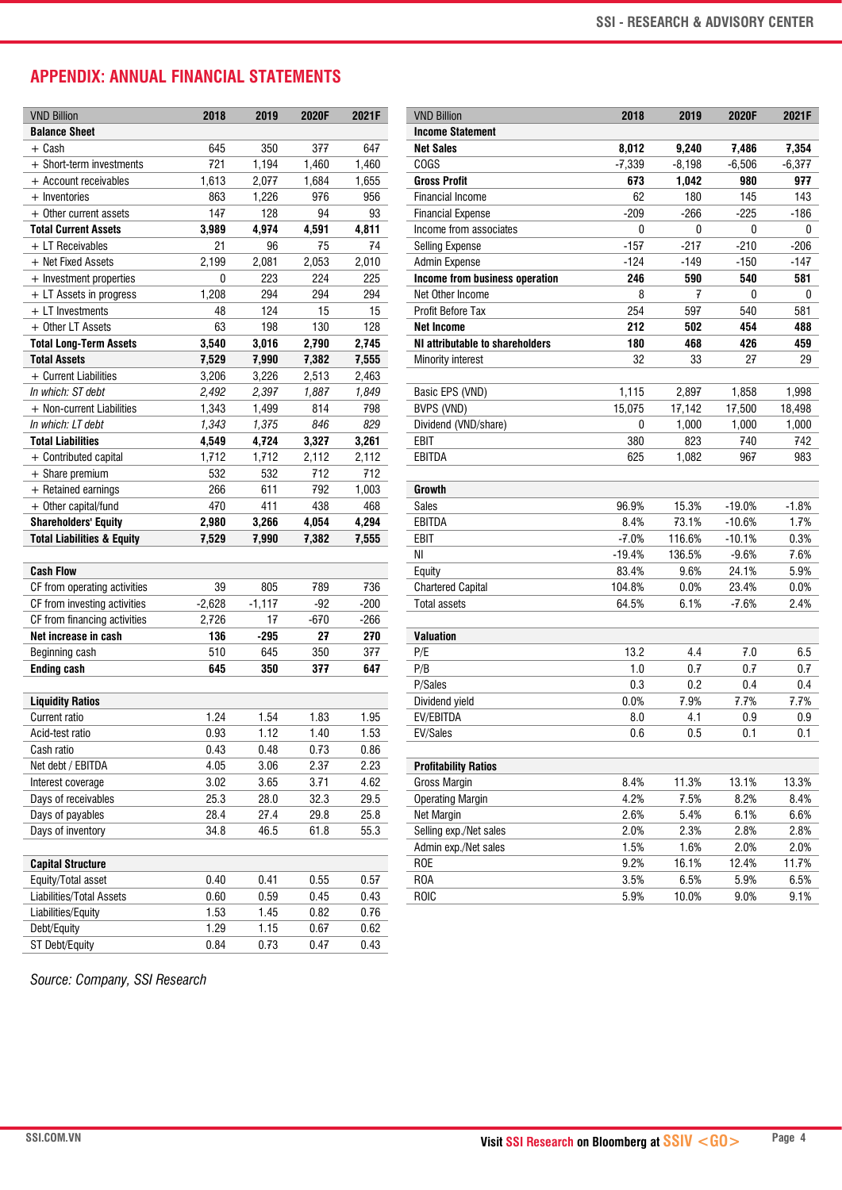## APPENDIX: ANNUAL FINANCIAL STATEMENTS

| VND Billion | 2018 | 2019 | 2020F | 2021F |
|---|---|---|---|---|
| **Balance Sheet** | | | | |
| + Cash | 645 | 350 | 377 | 647 |
| + Short-term investments | 721 | 1,194 | 1,460 | 1,460 |
| + Account receivables | 1,613 | 2,077 | 1,684 | 1,655 |
| + Inventories | 863 | 1,226 | 976 | 956 |
| + Other current assets | 147 | 128 | 94 | 93 |
| **Total Current Assets** | **3,989** | **4,974** | **4,591** | **4,811** |
| + LT Receivables | 21 | 96 | 75 | 74 |
| + Net Fixed Assets | 2,199 | 2,081 | 2,053 | 2,010 |
| + Investment properties | 0 | 223 | 224 | 225 |
| + LT Assets in progress | 1,208 | 294 | 294 | 294 |
| + LT Investments | 48 | 124 | 15 | 15 |
| + Other LT Assets | 63 | 198 | 130 | 128 |
| **Total Long-Term Assets** | **3,540** | **3,016** | **2,790** | **2,745** |
| **Total Assets** | **7,529** | **7,990** | **7,382** | **7,555** |
| + Current Liabilities | 3,206 | 3,226 | 2,513 | 2,463 |
| *In which: ST debt* | *2,492* | *2,397* | *1,887* | *1,849* |
| + Non-current Liabilities | 1,343 | 1,499 | 814 | 798 |
| *In which: LT debt* | *1,343* | *1,375* | *846* | *829* |
| **Total Liabilities** | **4,549** | **4,724** | **3,327** | **3,261** |
| + Contributed capital | 1,712 | 1,712 | 2,112 | 2,112 |
| + Share premium | 532 | 532 | 712 | 712 |
| + Retained earnings | 266 | 611 | 792 | 1,003 |
| + Other capital/fund | 470 | 411 | 438 | 468 |
| **Shareholders' Equity** | **2,980** | **3,266** | **4,054** | **4,294** |
| **Total Liabilities & Equity** | **7,529** | **7,990** | **7,382** | **7,555** |
| | | | | |
| **Cash Flow** | | | | |
| CF from operating activities | 39 | 805 | 789 | 736 |
| CF from investing activities | -2,628 | -1,117 | -92 | -200 |
| CF from financing activities | 2,726 | 17 | -670 | -266 |
| **Net increase in cash** | **136** | **-295** | **27** | **270** |
| Beginning cash | 510 | 645 | 350 | 377 |
| **Ending cash** | **645** | **350** | **377** | **647** |
| | | | | |
| **Liquidity Ratios** | | | | |
| Current ratio | 1.24 | 1.54 | 1.83 | 1.95 |
| Acid-test ratio | 0.93 | 1.12 | 1.40 | 1.53 |
| Cash ratio | 0.43 | 0.48 | 0.73 | 0.86 |
| Net debt / EBITDA | 4.05 | 3.06 | 2.37 | 2.23 |
| Interest coverage | 3.02 | 3.65 | 3.71 | 4.62 |
| Days of receivables | 25.3 | 28.0 | 32.3 | 29.5 |
| Days of payables | 28.4 | 27.4 | 29.8 | 25.8 |
| Days of inventory | 34.8 | 46.5 | 61.8 | 55.3 |
| | | | | |
| **Capital Structure** | | | | |
| Equity/Total asset | 0.40 | 0.41 | 0.55 | 0.57 |
| Liabilities/Total Assets | 0.60 | 0.59 | 0.45 | 0.43 |
| Liabilities/Equity | 1.53 | 1.45 | 0.82 | 0.76 |
| Debt/Equity | 1.29 | 1.15 | 0.67 | 0.62 |
| ST Debt/Equity | 0.84 | 0.73 | 0.47 | 0.43 |

| VND Billion | 2018 | 2019 | 2020F | 2021F |
|---|---|---|---|---|
| **Income Statement** | | | | |
| **Net Sales** | **8,012** | **9,240** | **7,486** | **7,354** |
| COGS | -7,339 | -8,198 | -6,506 | -6,377 |
| **Gross Profit** | **673** | **1,042** | **980** | **977** |
| Financial Income | 62 | 180 | 145 | 143 |
| Financial Expense | -209 | -266 | -225 | -186 |
| Income from associates | 0 | 0 | 0 | 0 |
| Selling Expense | -157 | -217 | -210 | -206 |
| Admin Expense | -124 | -149 | -150 | -147 |
| **Income from business operation** | **246** | **590** | **540** | **581** |
| Net Other Income | 8 | 7 | 0 | 0 |
| Profit Before Tax | 254 | 597 | 540 | 581 |
| **Net Income** | **212** | **502** | **454** | **488** |
| **NI attributable to shareholders** | **180** | **468** | **426** | **459** |
| Minority interest | 32 | 33 | 27 | 29 |
| | | | | |
| Basic EPS (VND) | 1,115 | 2,897 | 1,858 | 1,998 |
| BVPS (VND) | 15,075 | 17,142 | 17,500 | 18,498 |
| Dividend (VND/share) | 0 | 1,000 | 1,000 | 1,000 |
| EBIT | 380 | 823 | 740 | 742 |
| EBITDA | 625 | 1,082 | 967 | 983 |
| | | | | |
| **Growth** | | | | |
| Sales | 96.9% | 15.3% | -19.0% | -1.8% |
| EBITDA | 8.4% | 73.1% | -10.6% | 1.7% |
| EBIT | -7.0% | 116.6% | -10.1% | 0.3% |
| NI | -19.4% | 136.5% | -9.6% | 7.6% |
| Equity | 83.4% | 9.6% | 24.1% | 5.9% |
| Chartered Capital | 104.8% | 0.0% | 23.4% | 0.0% |
| Total assets | 64.5% | 6.1% | -7.6% | 2.4% |
| | | | | |
| **Valuation** | | | | |
| P/E | 13.2 | 4.4 | 7.0 | 6.5 |
| P/B | 1.0 | 0.7 | 0.7 | 0.7 |
| P/Sales | 0.3 | 0.2 | 0.4 | 0.4 |
| Dividend yield | 0.0% | 7.9% | 7.7% | 7.7% |
| EV/EBITDA | 8.0 | 4.1 | 0.9 | 0.9 |
| EV/Sales | 0.6 | 0.5 | 0.1 | 0.1 |
| | | | | |
| **Profitability Ratios** | | | | |
| Gross Margin | 8.4% | 11.3% | 13.1% | 13.3% |
| Operating Margin | 4.2% | 7.5% | 8.2% | 8.4% |
| Net Margin | 2.6% | 5.4% | 6.1% | 6.6% |
| Selling exp./Net sales | 2.0% | 2.3% | 2.8% | 2.8% |
| Admin exp./Net sales | 1.5% | 1.6% | 2.0% | 2.0% |
| ROE | 9.2% | 16.1% | 12.4% | 11.7% |
| ROA | 3.5% | 6.5% | 5.9% | 6.5% |
| ROIC | 5.9% | 10.0% | 9.0% | 9.1% |

*Source: Company, SSI Research*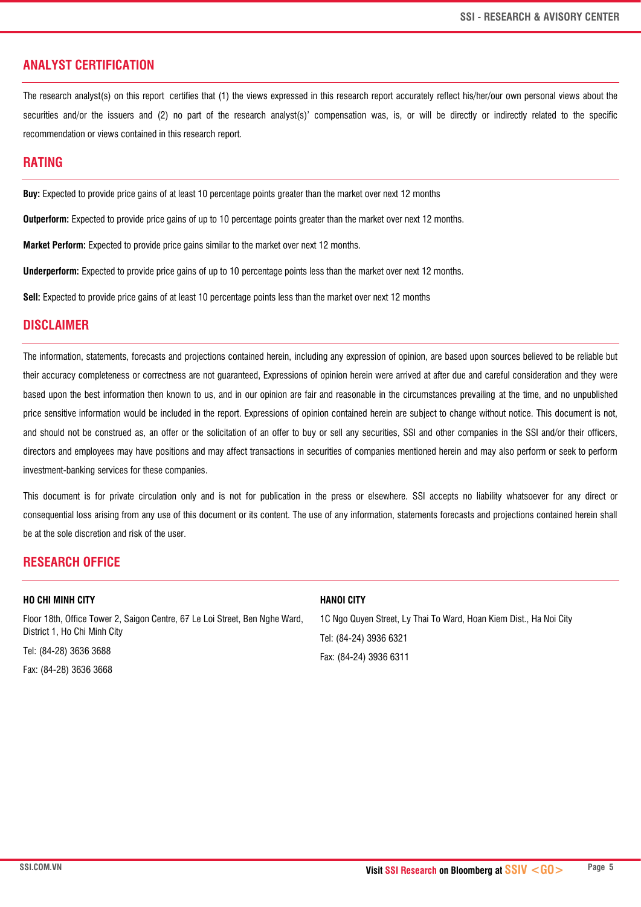## ANALYST CERTIFICATION

The research analyst(s) on this report certifies that (1) the views expressed in this research report accurately reflect his/her/our own personal views about the securities and/or the issuers and (2) no part of the research analyst(s)' compensation was, is, or will be directly or indirectly related to the specific recommendation or views contained in this research report.

## RATING

**Buy:** Expected to provide price gains of at least 10 percentage points greater than the market over next 12 months

**Outperform:** Expected to provide price gains of up to 10 percentage points greater than the market over next 12 months.

**Market Perform:** Expected to provide price gains similar to the market over next 12 months.

**Underperform:** Expected to provide price gains of up to 10 percentage points less than the market over next 12 months.

**Sell:** Expected to provide price gains of at least 10 percentage points less than the market over next 12 months

## DISCLAIMER

The information, statements, forecasts and projections contained herein, including any expression of opinion, are based upon sources believed to be reliable but their accuracy completeness or correctness are not guaranteed, Expressions of opinion herein were arrived at after due and careful consideration and they were based upon the best information then known to us, and in our opinion are fair and reasonable in the circumstances prevailing at the time, and no unpublished price sensitive information would be included in the report. Expressions of opinion contained herein are subject to change without notice. This document is not, and should not be construed as, an offer or the solicitation of an offer to buy or sell any securities, SSI and other companies in the SSI and/or their officers, directors and employees may have positions and may affect transactions in securities of companies mentioned herein and may also perform or seek to perform investment-banking services for these companies.

This document is for private circulation only and is not for publication in the press or elsewhere. SSI accepts no liability whatsoever for any direct or consequential loss arising from any use of this document or its content. The use of any information, statements forecasts and projections contained herein shall be at the sole discretion and risk of the user.

## RESEARCH OFFICE

**HO CHI MINH CITY**

Floor 18th, Office Tower 2, Saigon Centre, 67 Le Loi Street, Ben Nghe Ward, District 1, Ho Chi Minh City

Tel: (84-28) 3636 3688

Fax: (84-28) 3636 3668

**HANOI CITY**

1C Ngo Quyen Street, Ly Thai To Ward, Hoan Kiem Dist., Ha Noi City

Tel: (84-24) 3936 6321

Fax: (84-24) 3936 6311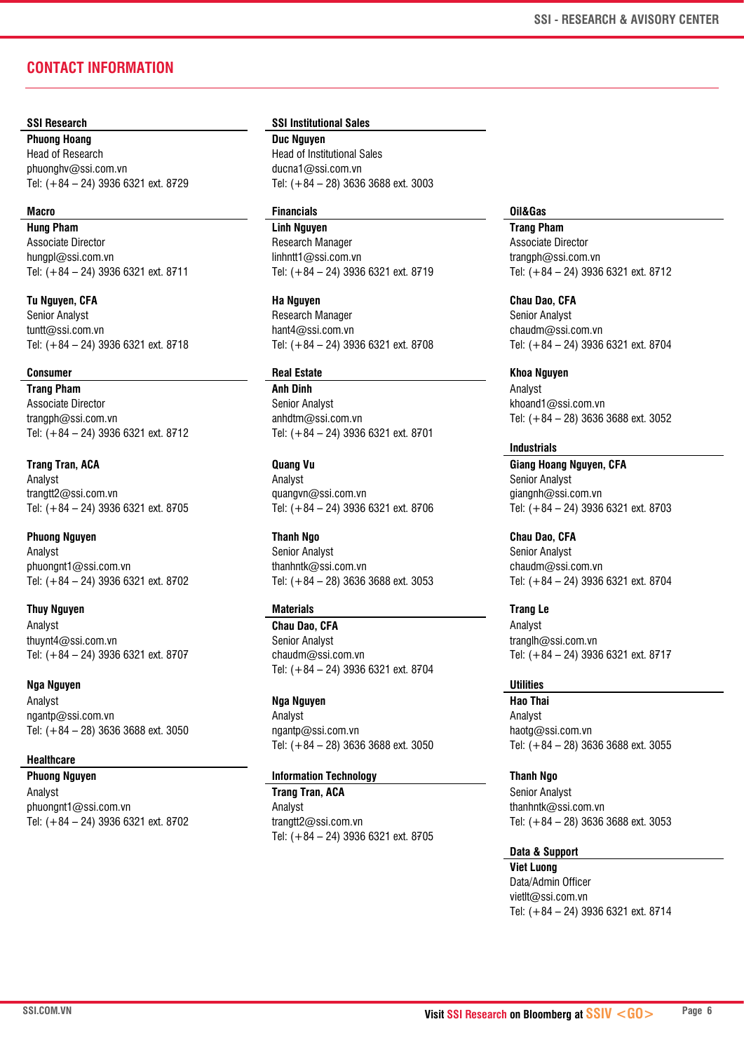## CONTACT INFORMATION

### SSI Research

**Phuong Hoang**
Head of Research
phuonghv@ssi.com.vn
Tel: (+84 – 24) 3936 6321 ext. 8729

### SSI Institutional Sales

**Duc Nguyen**
Head of Institutional Sales
ducna1@ssi.com.vn
Tel: (+84 – 28) 3636 3688 ext. 3003

### Macro

**Hung Pham**
Associate Director
hungpl@ssi.com.vn
Tel: (+84 – 24) 3936 6321 ext. 8711

**Tu Nguyen, CFA**
Senior Analyst
tuntt@ssi.com.vn
Tel: (+84 – 24) 3936 6321 ext. 8718

### Consumer

**Trang Pham**
Associate Director
trangph@ssi.com.vn
Tel: (+84 – 24) 3936 6321 ext. 8712

**Trang Tran, ACA**
Analyst
trangtt2@ssi.com.vn
Tel: (+84 – 24) 3936 6321 ext. 8705

**Phuong Nguyen**
Analyst
phuongnt1@ssi.com.vn
Tel: (+84 – 24) 3936 6321 ext. 8702

**Thuy Nguyen**
Analyst
thuynt4@ssi.com.vn
Tel: (+84 – 24) 3936 6321 ext. 8707

**Nga Nguyen**
Analyst
ngantp@ssi.com.vn
Tel: (+84 – 28) 3636 3688 ext. 3050

### Healthcare

**Phuong Nguyen**
Analyst
phuongnt1@ssi.com.vn
Tel: (+84 – 24) 3936 6321 ext. 8702

### Financials

**Linh Nguyen**
Research Manager
linhntt1@ssi.com.vn
Tel: (+84 – 24) 3936 6321 ext. 8719

**Ha Nguyen**
Research Manager
hant4@ssi.com.vn
Tel: (+84 – 24) 3936 6321 ext. 8708

### Real Estate

**Anh Dinh**
Senior Analyst
anhdtm@ssi.com.vn
Tel: (+84 – 24) 3936 6321 ext. 8701

**Quang Vu**
Analyst
quangvn@ssi.com.vn
Tel: (+84 – 24) 3936 6321 ext. 8706

**Thanh Ngo**
Senior Analyst
thanhntk@ssi.com.vn
Tel: (+84 – 28) 3636 3688 ext. 3053

### Materials

**Chau Dao, CFA**
Senior Analyst
chaudm@ssi.com.vn
Tel: (+84 – 24) 3936 6321 ext. 8704

**Nga Nguyen**
Analyst
ngantp@ssi.com.vn
Tel: (+84 – 28) 3636 3688 ext. 3050

### Information Technology

**Trang Tran, ACA**
Analyst
trangtt2@ssi.com.vn
Tel: (+84 – 24) 3936 6321 ext. 8705

### Oil&Gas

**Trang Pham**
Associate Director
trangph@ssi.com.vn
Tel: (+84 – 24) 3936 6321 ext. 8712

**Chau Dao, CFA**
Senior Analyst
chaudm@ssi.com.vn
Tel: (+84 – 24) 3936 6321 ext. 8704

**Khoa Nguyen**
Analyst
khoand1@ssi.com.vn
Tel: (+84 – 28) 3636 3688 ext. 3052

### Industrials

**Giang Hoang Nguyen, CFA**
Senior Analyst
giangnh@ssi.com.vn
Tel: (+84 – 24) 3936 6321 ext. 8703

**Chau Dao, CFA**
Senior Analyst
chaudm@ssi.com.vn
Tel: (+84 – 24) 3936 6321 ext. 8704

**Trang Le**
Analyst
tranglh@ssi.com.vn
Tel: (+84 – 24) 3936 6321 ext. 8717

### Utilities

**Hao Thai**
Analyst
haotg@ssi.com.vn
Tel: (+84 – 28) 3636 3688 ext. 3055

**Thanh Ngo**
Senior Analyst
thanhntk@ssi.com.vn
Tel: (+84 – 28) 3636 3688 ext. 3053

### Data & Support

**Viet Luong**
Data/Admin Officer
vietlt@ssi.com.vn
Tel: (+84 – 24) 3936 6321 ext. 8714